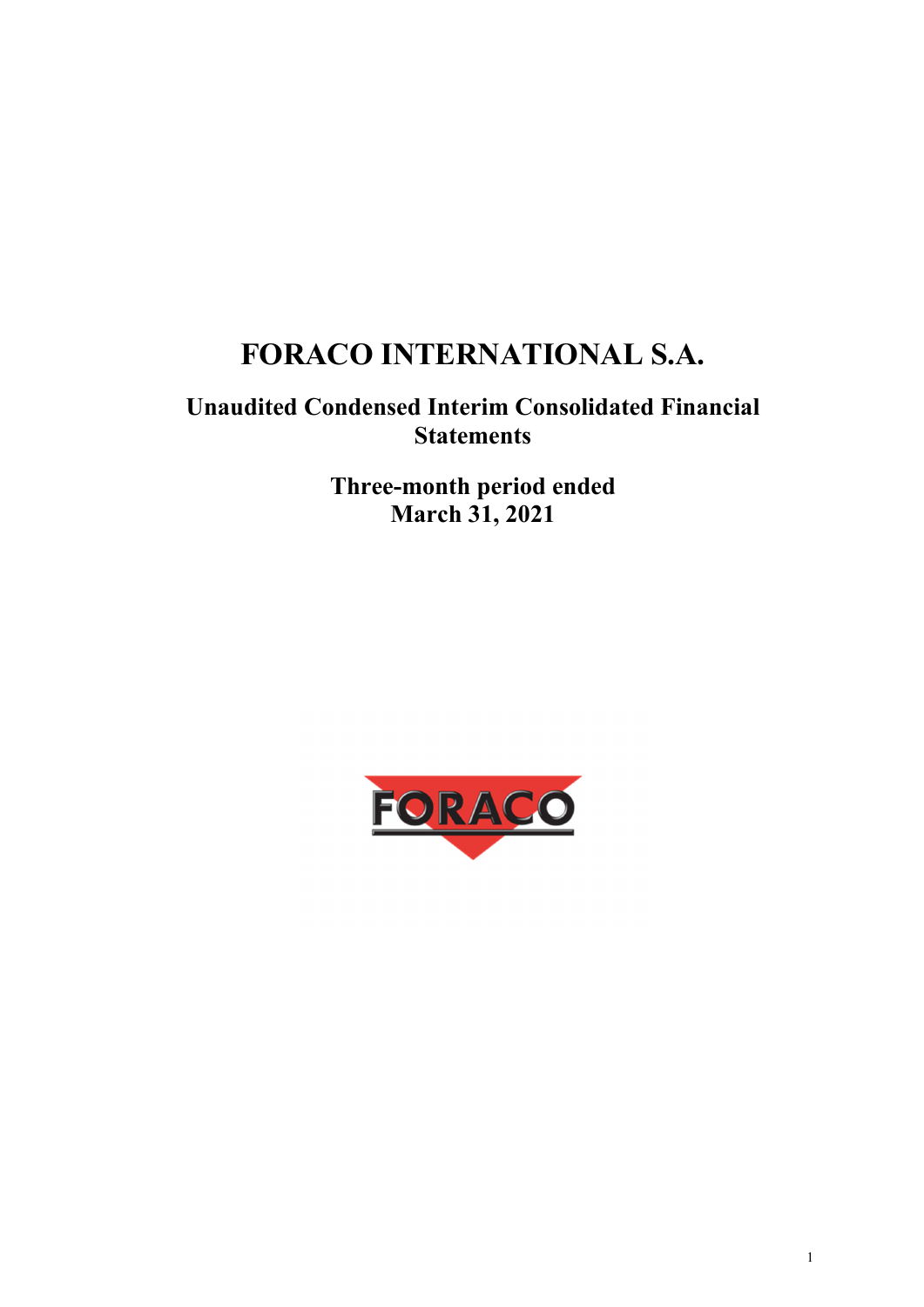# FORACO INTERNATIONAL S.A.

## Unaudited Condensed Interim Consolidated Financial Statements

## Three-month period ended March 31, 2021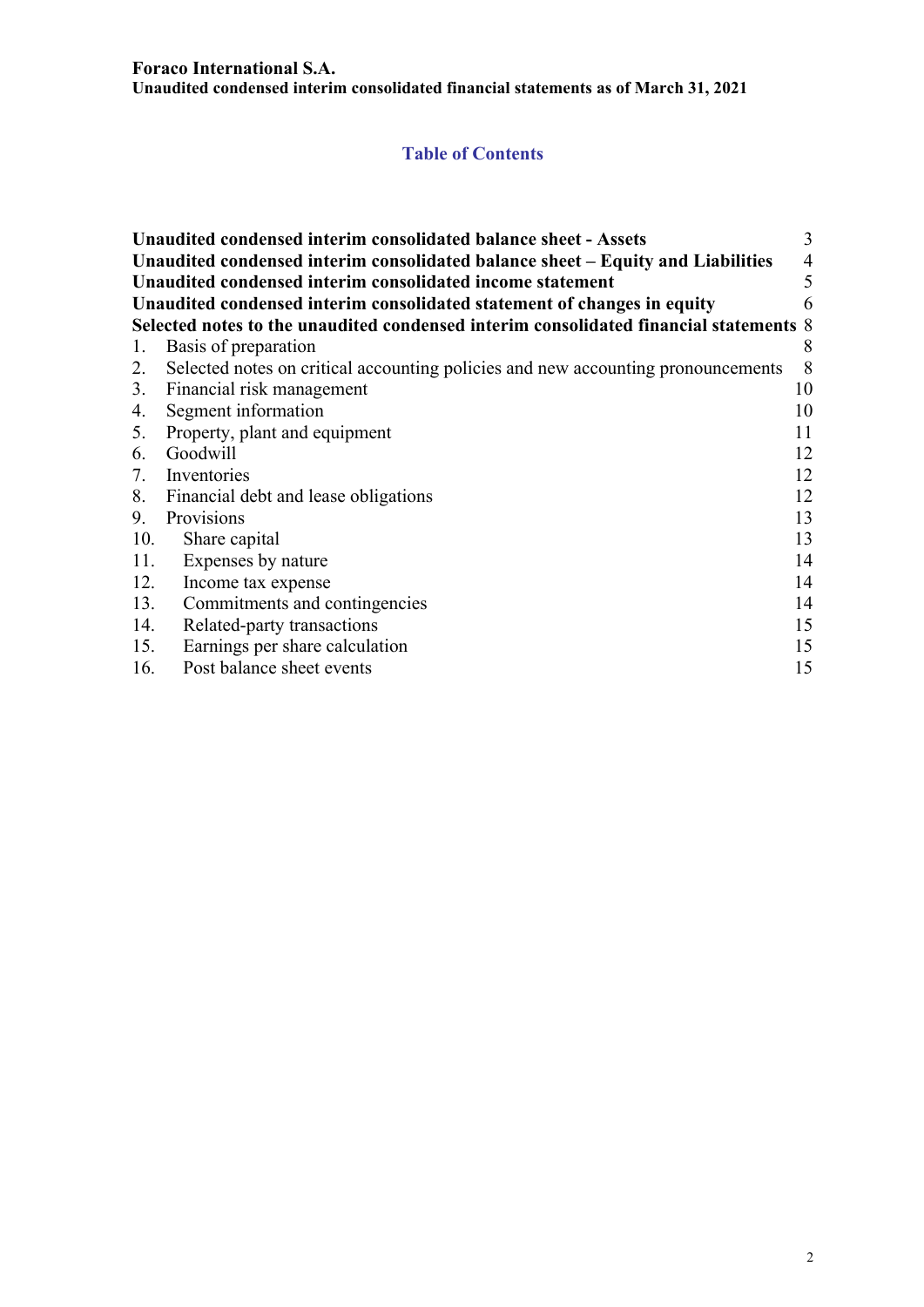**Foraco International S.A.**
**Unaudited condensed interim consolidated financial statements as of March 31, 2021**

## Table of Contents

| | |
|---|---|
| **Unaudited condensed interim consolidated balance sheet - Assets** | 3 |
| **Unaudited condensed interim consolidated balance sheet – Equity and Liabilities** | 4 |
| **Unaudited condensed interim consolidated income statement** | 5 |
| **Unaudited condensed interim consolidated statement of changes in equity** | 6 |
| **Selected notes to the unaudited condensed interim consolidated financial statements** | 8 |
| 1. Basis of preparation | 8 |
| 2. Selected notes on critical accounting policies and new accounting pronouncements | 8 |
| 3. Financial risk management | 10 |
| 4. Segment information | 10 |
| 5. Property, plant and equipment | 11 |
| 6. Goodwill | 12 |
| 7. Inventories | 12 |
| 8. Financial debt and lease obligations | 12 |
| 9. Provisions | 13 |
| 10. Share capital | 13 |
| 11. Expenses by nature | 14 |
| 12. Income tax expense | 14 |
| 13. Commitments and contingencies | 14 |
| 14. Related-party transactions | 15 |
| 15. Earnings per share calculation | 15 |
| 16. Post balance sheet events | 15 |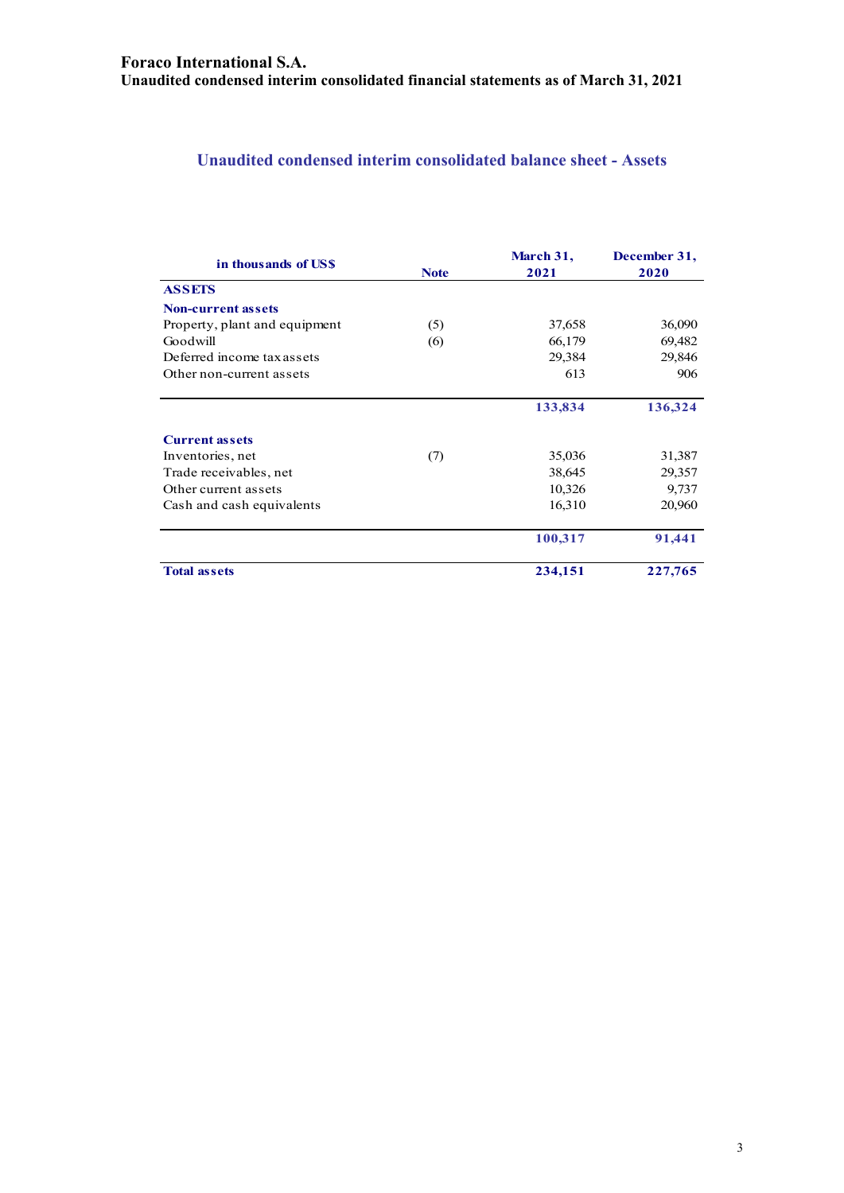**Foraco International S.A.**
**Unaudited condensed interim consolidated financial statements as of March 31, 2021**

## Unaudited condensed interim consolidated balance sheet - Assets

| in thousands of US$ | Note | March 31, 2021 | December 31, 2020 |
|---|---|---|---|
| **ASSETS** | | | |
| **Non-current assets** | | | |
| Property, plant and equipment | (5) | 37,658 | 36,090 |
| Goodwill | (6) | 66,179 | 69,482 |
| Deferred income tax assets | | 29,384 | 29,846 |
| Other non-current assets | | 613 | 906 |
| | | **133,834** | **136,324** |
| **Current assets** | | | |
| Inventories, net | (7) | 35,036 | 31,387 |
| Trade receivables, net | | 38,645 | 29,357 |
| Other current assets | | 10,326 | 9,737 |
| Cash and cash equivalents | | 16,310 | 20,960 |
| | | **100,317** | **91,441** |
| **Total assets** | | **234,151** | **227,765** |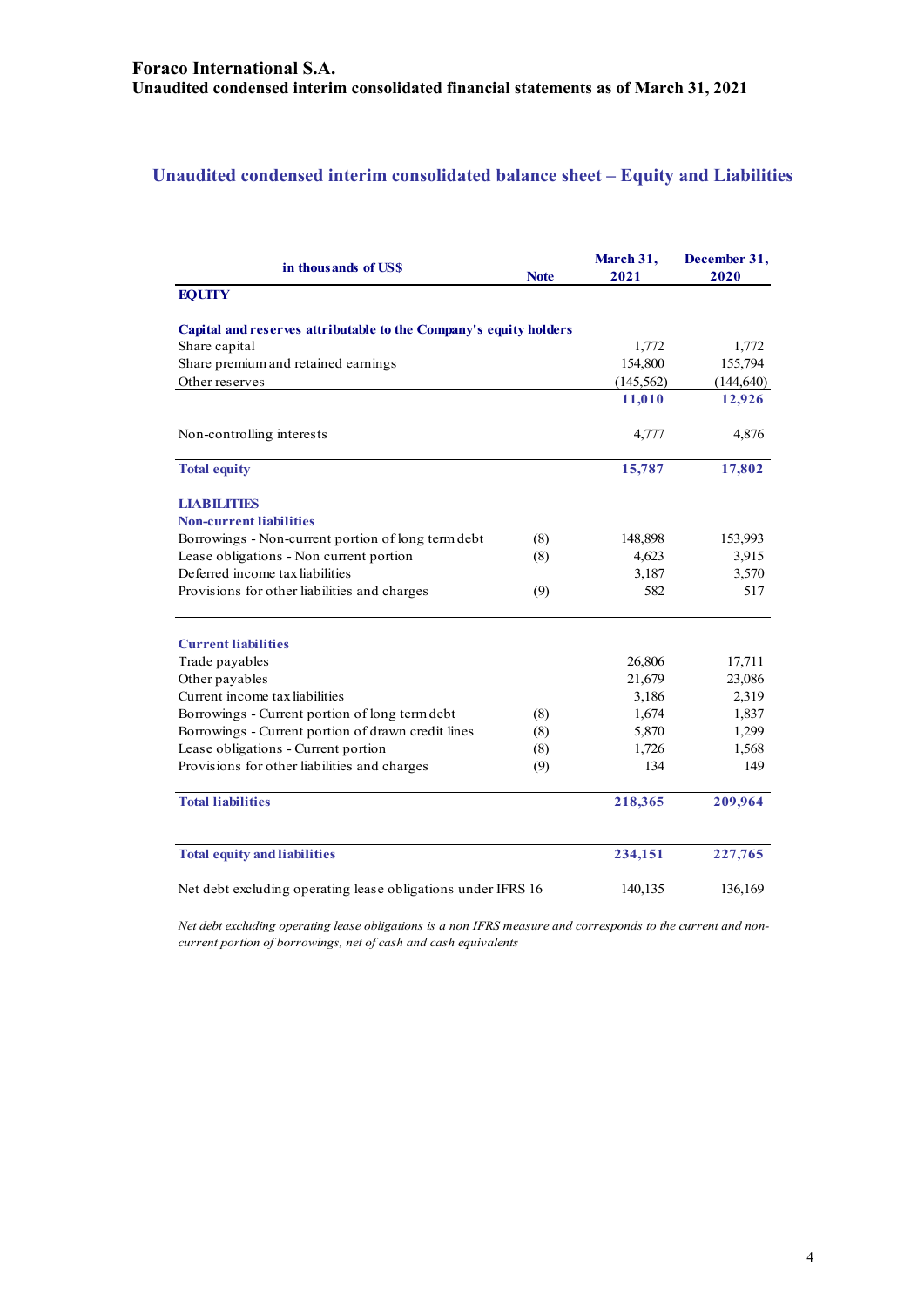## Unaudited condensed interim consolidated balance sheet – Equity and Liabilities

| in thousands of US$ | Note | March 31, 2021 | December 31, 2020 |
|---|---|---|---|
| **EQUITY** | | | |
| **Capital and reserves attributable to the Company's equity holders** | | | |
| Share capital | | 1,772 | 1,772 |
| Share premium and retained earnings | | 154,800 | 155,794 |
| Other reserves | | (145,562) | (144,640) |
| | | **11,010** | **12,926** |
| Non-controlling interests | | 4,777 | 4,876 |
| **Total equity** | | **15,787** | **17,802** |
| **LIABILITIES** | | | |
| **Non-current liabilities** | | | |
| Borrowings - Non-current portion of long term debt | (8) | 148,898 | 153,993 |
| Lease obligations - Non current portion | (8) | 4,623 | 3,915 |
| Deferred income tax liabilities | | 3,187 | 3,570 |
| Provisions for other liabilities and charges | (9) | 582 | 517 |
| **Current liabilities** | | | |
| Trade payables | | 26,806 | 17,711 |
| Other payables | | 21,679 | 23,086 |
| Current income tax liabilities | | 3,186 | 2,319 |
| Borrowings - Current portion of long term debt | (8) | 1,674 | 1,837 |
| Borrowings - Current portion of drawn credit lines | (8) | 5,870 | 1,299 |
| Lease obligations - Current portion | (8) | 1,726 | 1,568 |
| Provisions for other liabilities and charges | (9) | 134 | 149 |
| **Total liabilities** | | **218,365** | **209,964** |
| **Total equity and liabilities** | | **234,151** | **227,765** |
| Net debt excluding operating lease obligations under IFRS 16 | | 140,135 | 136,169 |

*Net debt excluding operating lease obligations is a non IFRS measure and corresponds to the current and non-current portion of borrowings, net of cash and cash equivalents*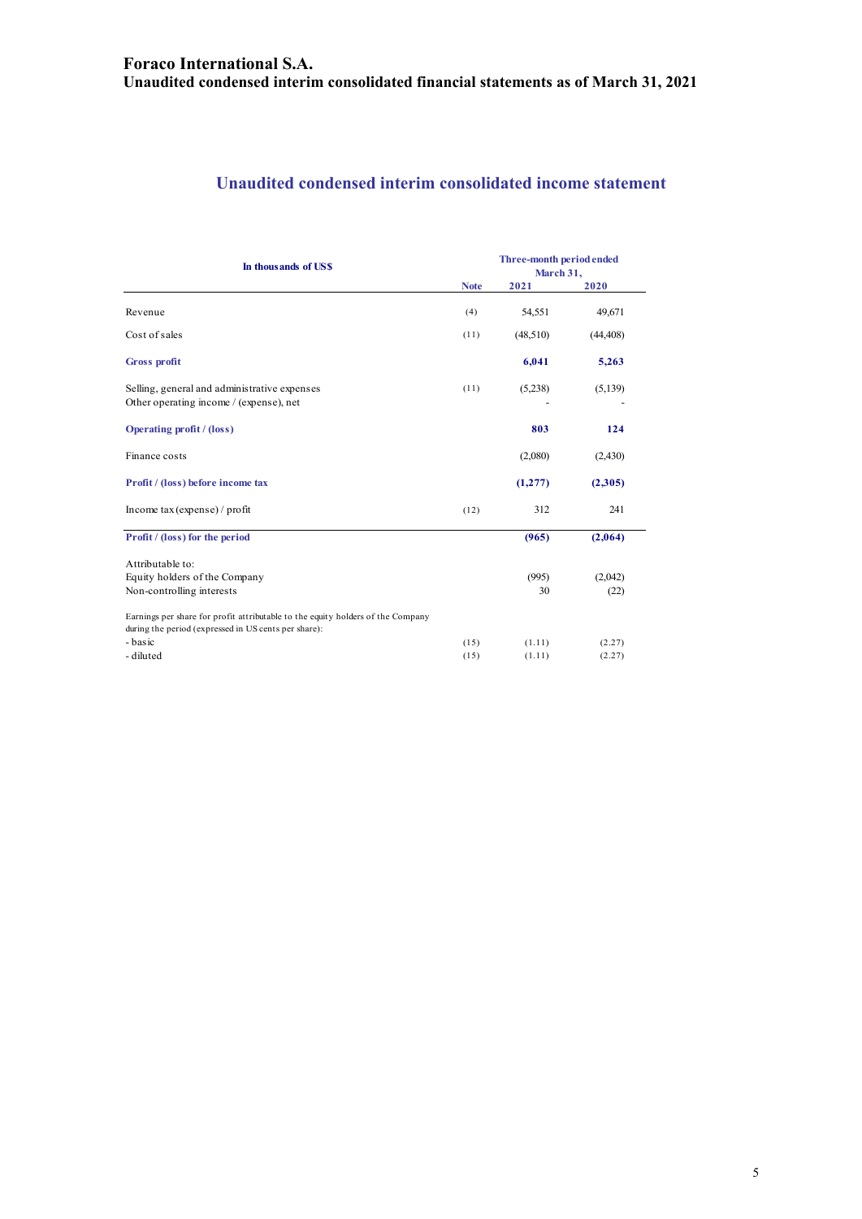# Foraco International S.A.
## Unaudited condensed interim consolidated financial statements as of March 31, 2021

## Unaudited condensed interim consolidated income statement

| In thousands of US$ | Note | Three-month period ended March 31, 2021 | 2020 |
|---|---|---|---|
| Revenue | (4) | 54,551 | 49,671 |
| Cost of sales | (11) | (48,510) | (44,408) |
| **Gross profit** | | **6,041** | **5,263** |
| Selling, general and administrative expenses | (11) | (5,238) | (5,139) |
| Other operating income / (expense), net | | - | - |
| **Operating profit / (loss)** | | **803** | **124** |
| Finance costs | | (2,080) | (2,430) |
| **Profit / (loss) before income tax** | | **(1,277)** | **(2,305)** |
| Income tax (expense) / profit | (12) | 312 | 241 |
| **Profit / (loss) for the period** | | **(965)** | **(2,064)** |
| Attributable to: | | | |
| Equity holders of the Company | | (995) | (2,042) |
| Non-controlling interests | | 30 | (22) |
| Earnings per share for profit attributable to the equity holders of the Company during the period (expressed in US cents per share): | | | |
| - basic | (15) | (1.11) | (2.27) |
| - diluted | (15) | (1.11) | (2.27) |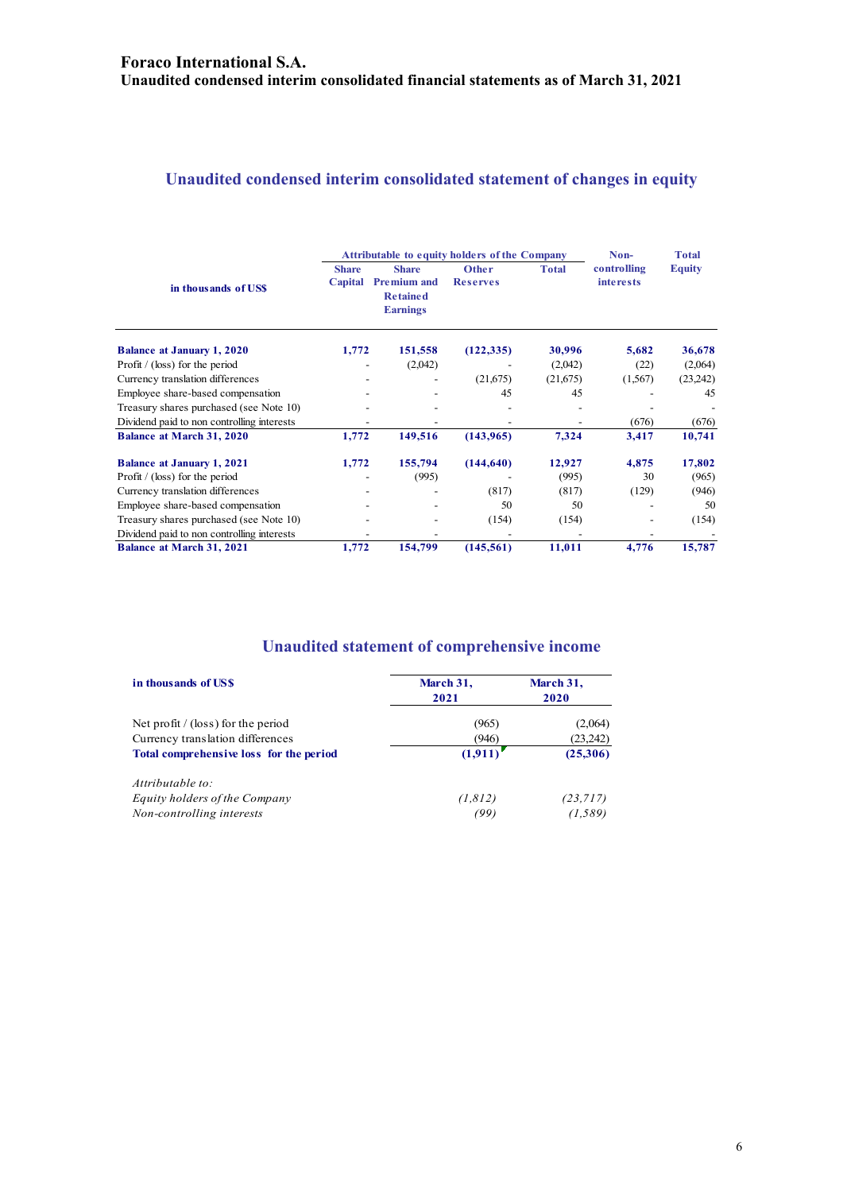**Foraco International S.A.**
**Unaudited condensed interim consolidated financial statements as of March 31, 2021**

## Unaudited condensed interim consolidated statement of changes in equity

| in thousands of US$ | Attributable to equity holders of the Company | | | | Non-controlling interests | Total Equity |
|---|---|---|---|---|---|---|
| | Share Capital | Share Premium and Retained Earnings | Other Reserves | Total | | |
| **Balance at January 1, 2020** | **1,772** | **151,558** | **(122,335)** | **30,996** | **5,682** | **36,678** |
| Profit / (loss) for the period | - | (2,042) | - | (2,042) | (22) | (2,064) |
| Currency translation differences | - | - | (21,675) | (21,675) | (1,567) | (23,242) |
| Employee share-based compensation | - | - | 45 | 45 | - | 45 |
| Treasury shares purchased (see Note 10) | - | - | - | - | - | - |
| Dividend paid to non controlling interests | - | - | - | - | (676) | (676) |
| **Balance at March 31, 2020** | **1,772** | **149,516** | **(143,965)** | **7,324** | **3,417** | **10,741** |
| **Balance at January 1, 2021** | **1,772** | **155,794** | **(144,640)** | **12,927** | **4,875** | **17,802** |
| Profit / (loss) for the period | - | (995) | - | (995) | 30 | (965) |
| Currency translation differences | - | - | (817) | (817) | (129) | (946) |
| Employee share-based compensation | - | - | 50 | 50 | - | 50 |
| Treasury shares purchased (see Note 10) | - | - | (154) | (154) | - | (154) |
| Dividend paid to non controlling interests | - | - | - | - | - | - |
| **Balance at March 31, 2021** | **1,772** | **154,799** | **(145,561)** | **11,011** | **4,776** | **15,787** |

## Unaudited statement of comprehensive income

| in thousands of US$ | March 31, 2021 | March 31, 2020 |
|---|---|---|
| Net profit / (loss) for the period | (965) | (2,064) |
| Currency translation differences | (946) | (23,242) |
| **Total comprehensive loss for the period** | **(1,911)** | **(25,306)** |
| *Attributable to:* | | |
| *Equity holders of the Company* | *(1,812)* | *(23,717)* |
| *Non-controlling interests* | *(99)* | *(1,589)* |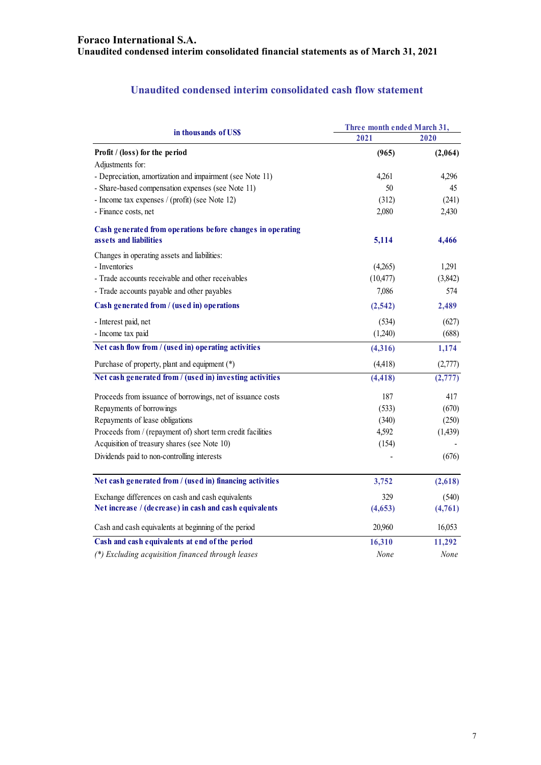**Foraco International S.A.**
**Unaudited condensed interim consolidated financial statements as of March 31, 2021**

## Unaudited condensed interim consolidated cash flow statement

| in thousands of US$ | Three month ended March 31, 2021 | 2020 |
|---|---|---|
| **Profit / (loss) for the period** | **(965)** | **(2,064)** |
| Adjustments for: | | |
| - Depreciation, amortization and impairment (see Note 11) | 4,261 | 4,296 |
| - Share-based compensation expenses (see Note 11) | 50 | 45 |
| - Income tax expenses / (profit) (see Note 12) | (312) | (241) |
| - Finance costs, net | 2,080 | 2,430 |
| **Cash generated from operations before changes in operating assets and liabilities** | **5,114** | **4,466** |
| Changes in operating assets and liabilities: | | |
| - Inventories | (4,265) | 1,291 |
| - Trade accounts receivable and other receivables | (10,477) | (3,842) |
| - Trade accounts payable and other payables | 7,086 | 574 |
| **Cash generated from / (used in) operations** | **(2,542)** | **2,489** |
| - Interest paid, net | (534) | (627) |
| - Income tax paid | (1,240) | (688) |
| **Net cash flow from / (used in) operating activities** | **(4,316)** | **1,174** |
| Purchase of property, plant and equipment (*) | (4,418) | (2,777) |
| **Net cash generated from / (used in) investing activities** | **(4,418)** | **(2,777)** |
| Proceeds from issuance of borrowings, net of issuance costs | 187 | 417 |
| Repayments of borrowings | (533) | (670) |
| Repayments of lease obligations | (340) | (250) |
| Proceeds from / (repayment of) short term credit facilities | 4,592 | (1,439) |
| Acquisition of treasury shares (see Note 10) | (154) | - |
| Dividends paid to non-controlling interests | - | (676) |
| **Net cash generated from / (used in) financing activities** | **3,752** | **(2,618)** |
| Exchange differences on cash and cash equivalents | 329 | (540) |
| **Net increase / (decrease) in cash and cash equivalents** | **(4,653)** | **(4,761)** |
| Cash and cash equivalents at beginning of the period | 20,960 | 16,053 |
| **Cash and cash equivalents at end of the period** | **16,310** | **11,292** |
| *(\*) Excluding acquisition financed through leases* | *None* | *None* |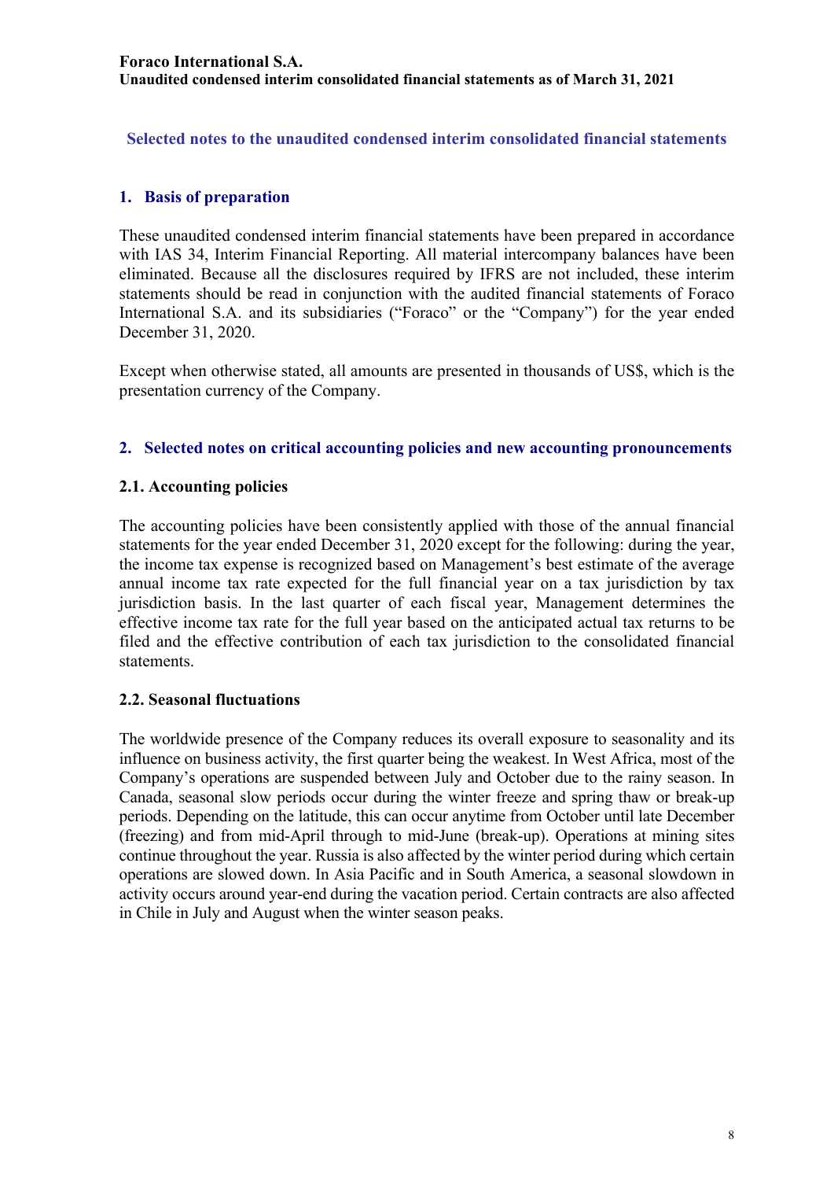## Selected notes to the unaudited condensed interim consolidated financial statements

### 1. Basis of preparation

These unaudited condensed interim financial statements have been prepared in accordance with IAS 34, Interim Financial Reporting. All material intercompany balances have been eliminated. Because all the disclosures required by IFRS are not included, these interim statements should be read in conjunction with the audited financial statements of Foraco International S.A. and its subsidiaries ("Foraco" or the "Company") for the year ended December 31, 2020.

Except when otherwise stated, all amounts are presented in thousands of US$, which is the presentation currency of the Company.

### 2. Selected notes on critical accounting policies and new accounting pronouncements

#### 2.1. Accounting policies

The accounting policies have been consistently applied with those of the annual financial statements for the year ended December 31, 2020 except for the following: during the year, the income tax expense is recognized based on Management's best estimate of the average annual income tax rate expected for the full financial year on a tax jurisdiction by tax jurisdiction basis. In the last quarter of each fiscal year, Management determines the effective income tax rate for the full year based on the anticipated actual tax returns to be filed and the effective contribution of each tax jurisdiction to the consolidated financial statements.

#### 2.2. Seasonal fluctuations

The worldwide presence of the Company reduces its overall exposure to seasonality and its influence on business activity, the first quarter being the weakest. In West Africa, most of the Company's operations are suspended between July and October due to the rainy season. In Canada, seasonal slow periods occur during the winter freeze and spring thaw or break-up periods. Depending on the latitude, this can occur anytime from October until late December (freezing) and from mid-April through to mid-June (break-up). Operations at mining sites continue throughout the year. Russia is also affected by the winter period during which certain operations are slowed down. In Asia Pacific and in South America, a seasonal slowdown in activity occurs around year-end during the vacation period. Certain contracts are also affected in Chile in July and August when the winter season peaks.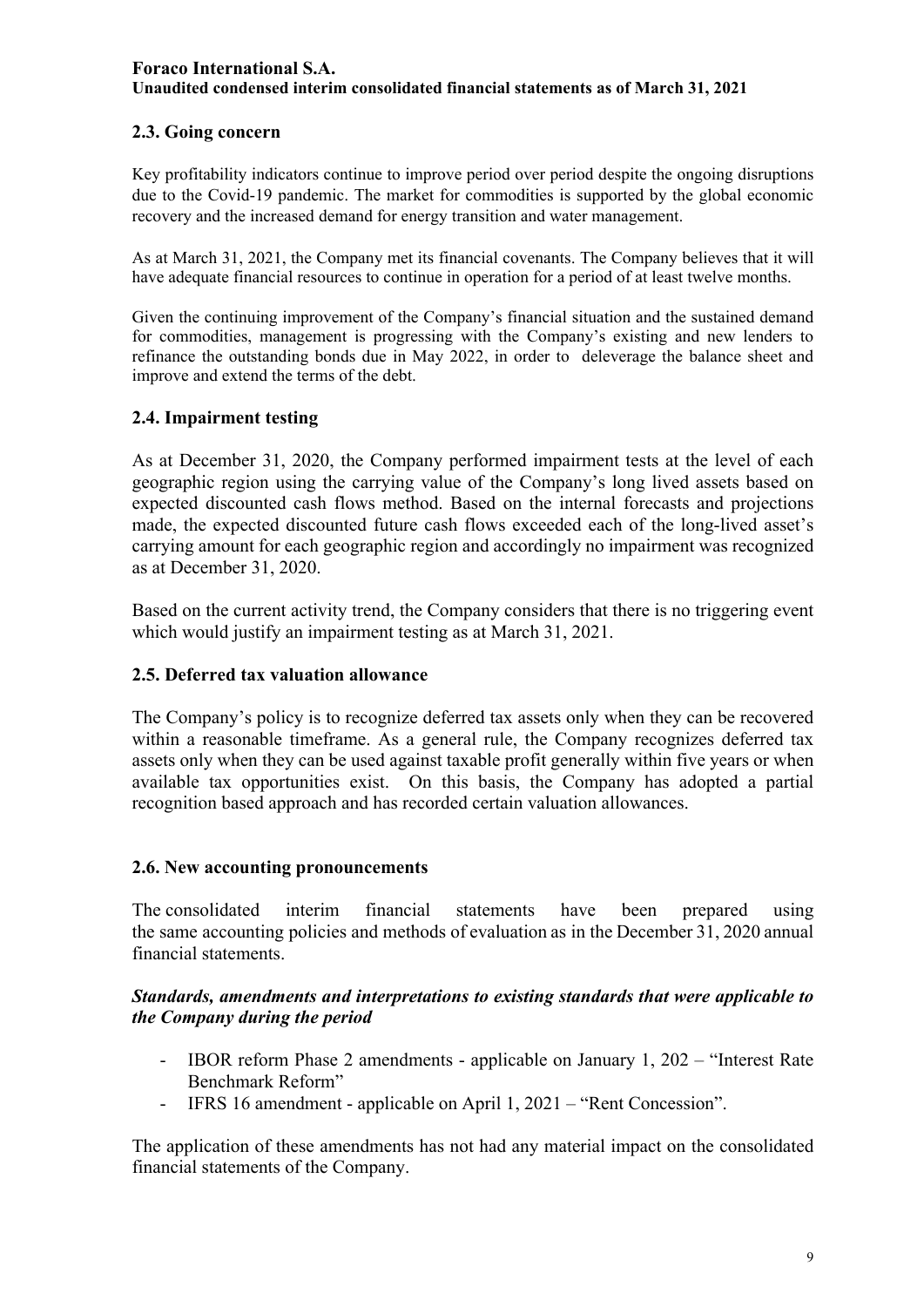## 2.3. Going concern

Key profitability indicators continue to improve period over period despite the ongoing disruptions due to the Covid-19 pandemic. The market for commodities is supported by the global economic recovery and the increased demand for energy transition and water management.

As at March 31, 2021, the Company met its financial covenants. The Company believes that it will have adequate financial resources to continue in operation for a period of at least twelve months.

Given the continuing improvement of the Company's financial situation and the sustained demand for commodities, management is progressing with the Company's existing and new lenders to refinance the outstanding bonds due in May 2022, in order to deleverage the balance sheet and improve and extend the terms of the debt.

## 2.4. Impairment testing

As at December 31, 2020, the Company performed impairment tests at the level of each geographic region using the carrying value of the Company's long lived assets based on expected discounted cash flows method. Based on the internal forecasts and projections made, the expected discounted future cash flows exceeded each of the long-lived asset's carrying amount for each geographic region and accordingly no impairment was recognized as at December 31, 2020.

Based on the current activity trend, the Company considers that there is no triggering event which would justify an impairment testing as at March 31, 2021.

## 2.5. Deferred tax valuation allowance

The Company's policy is to recognize deferred tax assets only when they can be recovered within a reasonable timeframe. As a general rule, the Company recognizes deferred tax assets only when they can be used against taxable profit generally within five years or when available tax opportunities exist. On this basis, the Company has adopted a partial recognition based approach and has recorded certain valuation allowances.

## 2.6. New accounting pronouncements

The consolidated interim financial statements have been prepared using the same accounting policies and methods of evaluation as in the December 31, 2020 annual financial statements.

***Standards, amendments and interpretations to existing standards that were applicable to the Company during the period***

- IBOR reform Phase 2 amendments - applicable on January 1, 202 – "Interest Rate Benchmark Reform"
- IFRS 16 amendment - applicable on April 1, 2021 – "Rent Concession".

The application of these amendments has not had any material impact on the consolidated financial statements of the Company.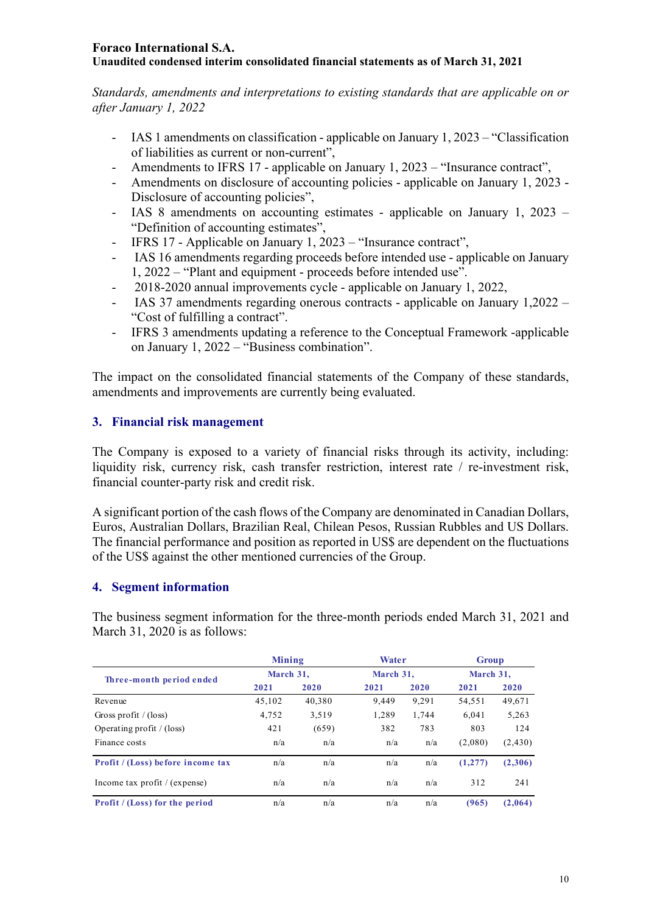*Standards, amendments and interpretations to existing standards that are applicable on or after January 1, 2022*

- IAS 1 amendments on classification - applicable on January 1, 2023 – “Classification of liabilities as current or non-current”,
- Amendments to IFRS 17 - applicable on January 1, 2023 – “Insurance contract”,
- Amendments on disclosure of accounting policies - applicable on January 1, 2023 - Disclosure of accounting policies”,
- IAS 8 amendments on accounting estimates - applicable on January 1, 2023 – “Definition of accounting estimates”,
- IFRS 17 - Applicable on January 1, 2023 – “Insurance contract”,
- IAS 16 amendments regarding proceeds before intended use - applicable on January 1, 2022 – “Plant and equipment - proceeds before intended use”.
- 2018-2020 annual improvements cycle - applicable on January 1, 2022,
- IAS 37 amendments regarding onerous contracts - applicable on January 1,2022 – “Cost of fulfilling a contract”.
- IFRS 3 amendments updating a reference to the Conceptual Framework -applicable on January 1, 2022 – “Business combination”.

The impact on the consolidated financial statements of the Company of these standards, amendments and improvements are currently being evaluated.

## 3. Financial risk management

The Company is exposed to a variety of financial risks through its activity, including: liquidity risk, currency risk, cash transfer restriction, interest rate / re-investment risk, financial counter-party risk and credit risk.

A significant portion of the cash flows of the Company are denominated in Canadian Dollars, Euros, Australian Dollars, Brazilian Real, Chilean Pesos, Russian Rubbles and US Dollars. The financial performance and position as reported in US$ are dependent on the fluctuations of the US$ against the other mentioned currencies of the Group.

## 4. Segment information

The business segment information for the three-month periods ended March 31, 2021 and March 31, 2020 is as follows:

| Three-month period ended | Mining | | Water | | Group | |
|---|---|---|---|---|---|---|
| | March 31, | | March 31, | | March 31, | |
| | 2021 | 2020 | 2021 | 2020 | 2021 | 2020 |
| Revenue | 45,102 | 40,380 | 9,449 | 9,291 | 54,551 | 49,671 |
| Gross profit / (loss) | 4,752 | 3,519 | 1,289 | 1,744 | 6,041 | 5,263 |
| Operating profit / (loss) | 421 | (659) | 382 | 783 | 803 | 124 |
| Finance costs | n/a | n/a | n/a | n/a | (2,080) | (2,430) |
| **Profit / (Loss) before income tax** | n/a | n/a | n/a | n/a | **(1,277)** | **(2,306)** |
| Income tax profit / (expense) | n/a | n/a | n/a | n/a | 312 | 241 |
| **Profit / (Loss) for the period** | n/a | n/a | n/a | n/a | **(965)** | **(2,064)** |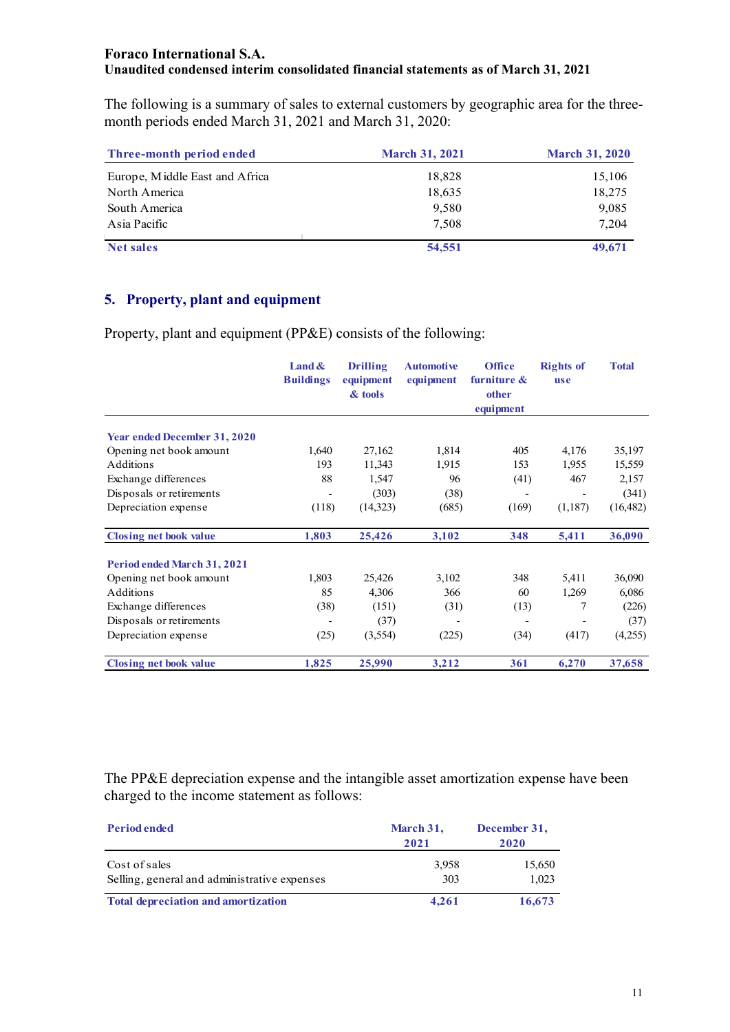**Foraco International S.A.**
**Unaudited condensed interim consolidated financial statements as of March 31, 2021**

The following is a summary of sales to external customers by geographic area for the three-month periods ended March 31, 2021 and March 31, 2020:

| Three-month period ended | March 31, 2021 | March 31, 2020 |
|---|---|---|
| Europe, Middle East and Africa | 18,828 | 15,106 |
| North America | 18,635 | 18,275 |
| South America | 9,580 | 9,085 |
| Asia Pacific | 7,508 | 7,204 |
| **Net sales** | **54,551** | **49,671** |

## 5. Property, plant and equipment

Property, plant and equipment (PP&E) consists of the following:

| | Land & Buildings | Drilling equipment & tools | Automotive equipment | Office furniture & other equipment | Rights of use | Total |
|---|---|---|---|---|---|---|
| **Year ended December 31, 2020** | | | | | | |
| Opening net book amount | 1,640 | 27,162 | 1,814 | 405 | 4,176 | 35,197 |
| Additions | 193 | 11,343 | 1,915 | 153 | 1,955 | 15,559 |
| Exchange differences | 88 | 1,547 | 96 | (41) | 467 | 2,157 |
| Disposals or retirements | - | (303) | (38) | - | - | (341) |
| Depreciation expense | (118) | (14,323) | (685) | (169) | (1,187) | (16,482) |
| **Closing net book value** | **1,803** | **25,426** | **3,102** | **348** | **5,411** | **36,090** |
| **Period ended March 31, 2021** | | | | | | |
| Opening net book amount | 1,803 | 25,426 | 3,102 | 348 | 5,411 | 36,090 |
| Additions | 85 | 4,306 | 366 | 60 | 1,269 | 6,086 |
| Exchange differences | (38) | (151) | (31) | (13) | 7 | (226) |
| Disposals or retirements | - | (37) | - | - | - | (37) |
| Depreciation expense | (25) | (3,554) | (225) | (34) | (417) | (4,255) |
| **Closing net book value** | **1,825** | **25,990** | **3,212** | **361** | **6,270** | **37,658** |

The PP&E depreciation expense and the intangible asset amortization expense have been charged to the income statement as follows:

| Period ended | March 31, 2021 | December 31, 2020 |
|---|---|---|
| Cost of sales | 3,958 | 15,650 |
| Selling, general and administrative expenses | 303 | 1,023 |
| **Total depreciation and amortization** | **4,261** | **16,673** |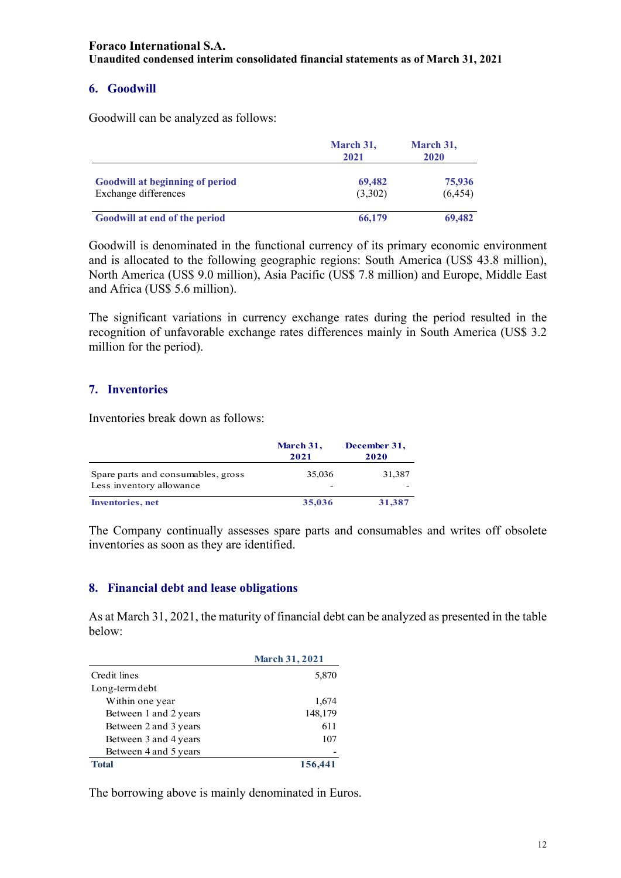## 6. Goodwill

Goodwill can be analyzed as follows:

| | March 31, 2021 | March 31, 2020 |
|---|---|---|
| **Goodwill at beginning of period** | **69,482** | **75,936** |
| Exchange differences | (3,302) | (6,454) |
| **Goodwill at end of the period** | **66,179** | **69,482** |

Goodwill is denominated in the functional currency of its primary economic environment and is allocated to the following geographic regions: South America (US$ 43.8 million), North America (US$ 9.0 million), Asia Pacific (US$ 7.8 million) and Europe, Middle East and Africa (US$ 5.6 million).

The significant variations in currency exchange rates during the period resulted in the recognition of unfavorable exchange rates differences mainly in South America (US$ 3.2 million for the period).

## 7. Inventories

Inventories break down as follows:

| | March 31, 2021 | December 31, 2020 |
|---|---|---|
| Spare parts and consumables, gross | 35,036 | 31,387 |
| Less inventory allowance | - | - |
| **Inventories, net** | **35,036** | **31,387** |

The Company continually assesses spare parts and consumables and writes off obsolete inventories as soon as they are identified.

## 8. Financial debt and lease obligations

As at March 31, 2021, the maturity of financial debt can be analyzed as presented in the table below:

| | March 31, 2021 |
|---|---|
| Credit lines | 5,870 |
| Long-term debt | |
| Within one year | 1,674 |
| Between 1 and 2 years | 148,179 |
| Between 2 and 3 years | 611 |
| Between 3 and 4 years | 107 |
| Between 4 and 5 years | - |
| **Total** | **156,441** |

The borrowing above is mainly denominated in Euros.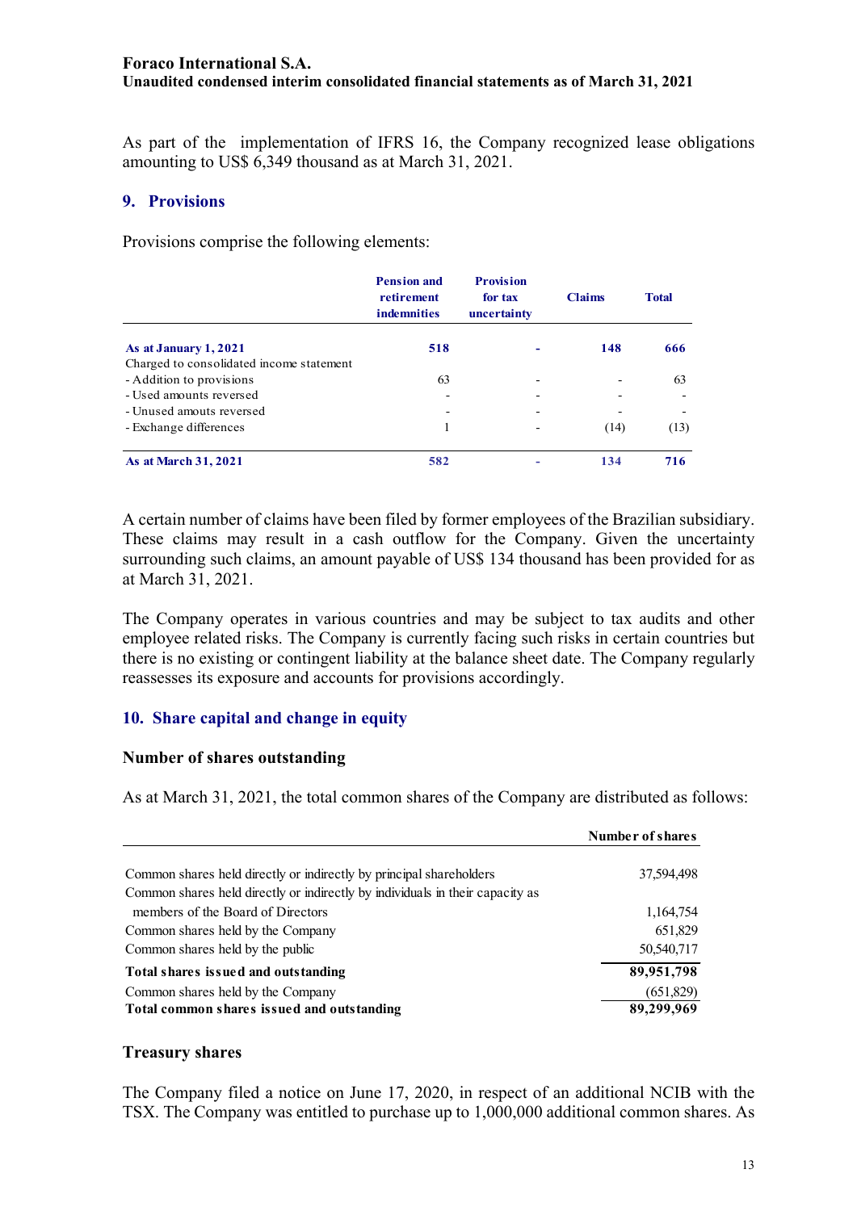As part of the implementation of IFRS 16, the Company recognized lease obligations amounting to US$ 6,349 thousand as at March 31, 2021.

## 9. Provisions

Provisions comprise the following elements:

| | Pension and retirement indemnities | Provision for tax uncertainty | Claims | Total |
|---|---|---|---|---|
| **As at January 1, 2021** | **518** | **-** | **148** | **666** |
| Charged to consolidated income statement | | | | |
| - Addition to provisions | 63 | - | - | 63 |
| - Used amounts reversed | - | - | - | - |
| - Unused amouts reversed | - | - | - | - |
| - Exchange differences | 1 | - | (14) | (13) |
| **As at March 31, 2021** | **582** | **-** | **134** | **716** |

A certain number of claims have been filed by former employees of the Brazilian subsidiary. These claims may result in a cash outflow for the Company. Given the uncertainty surrounding such claims, an amount payable of US$ 134 thousand has been provided for as at March 31, 2021.

The Company operates in various countries and may be subject to tax audits and other employee related risks. The Company is currently facing such risks in certain countries but there is no existing or contingent liability at the balance sheet date. The Company regularly reassesses its exposure and accounts for provisions accordingly.

## 10. Share capital and change in equity

### Number of shares outstanding

As at March 31, 2021, the total common shares of the Company are distributed as follows:

| | Number of shares |
|---|---|
| Common shares held directly or indirectly by principal shareholders | 37,594,498 |
| Common shares held directly or indirectly by individuals in their capacity as members of the Board of Directors | 1,164,754 |
| Common shares held by the Company | 651,829 |
| Common shares held by the public | 50,540,717 |
| **Total shares issued and outstanding** | **89,951,798** |
| Common shares held by the Company | (651,829) |
| **Total common shares issued and outstanding** | **89,299,969** |

### Treasury shares

The Company filed a notice on June 17, 2020, in respect of an additional NCIB with the TSX. The Company was entitled to purchase up to 1,000,000 additional common shares. As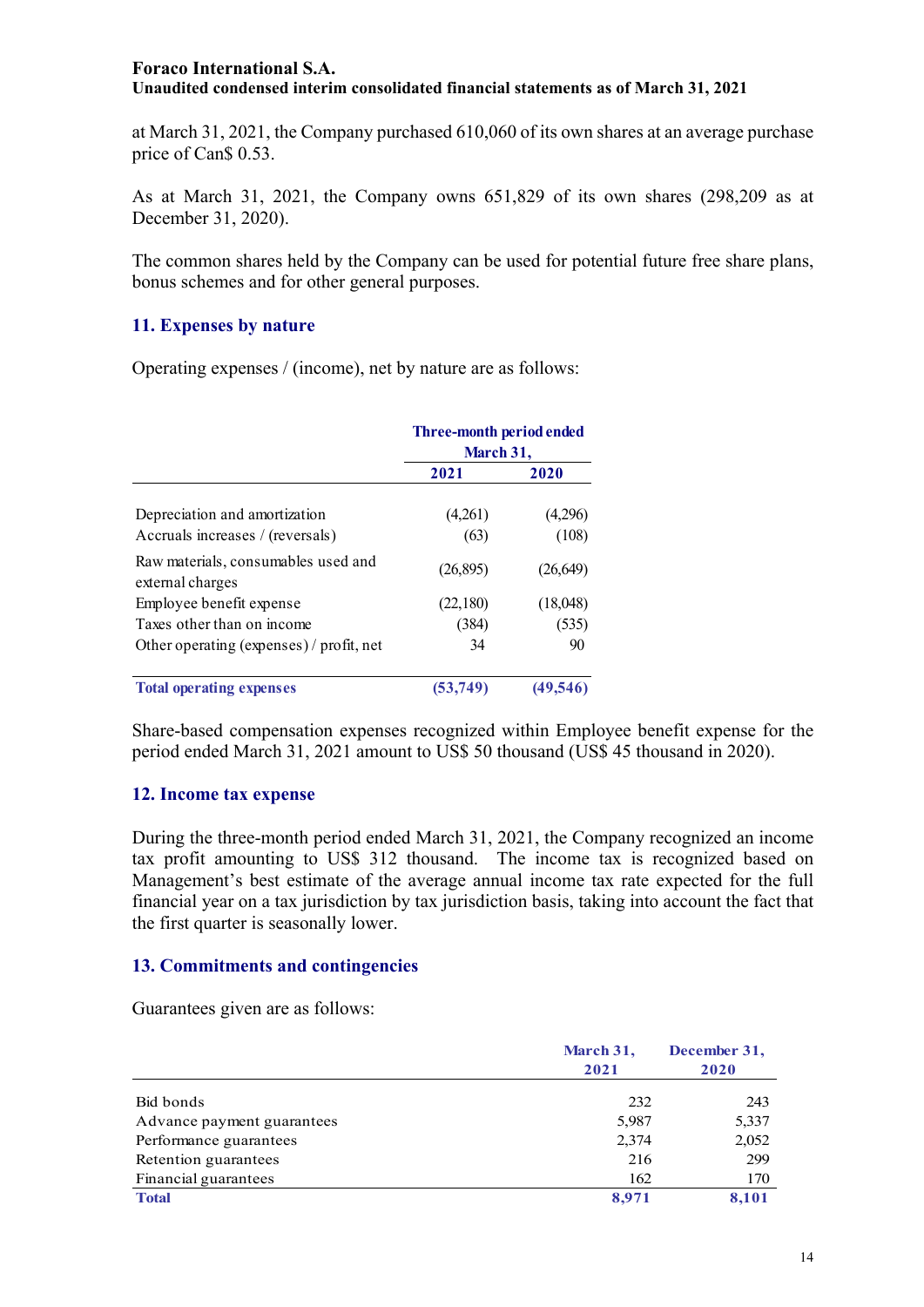at March 31, 2021, the Company purchased 610,060 of its own shares at an average purchase price of Can$ 0.53.

As at March 31, 2021, the Company owns 651,829 of its own shares (298,209 as at December 31, 2020).

The common shares held by the Company can be used for potential future free share plans, bonus schemes and for other general purposes.

## 11. Expenses by nature

Operating expenses / (income), net by nature are as follows:

| | Three-month period ended March 31, | |
|---|---|---|
| | **2021** | **2020** |
| Depreciation and amortization | (4,261) | (4,296) |
| Accruals increases / (reversals) | (63) | (108) |
| Raw materials, consumables used and external charges | (26,895) | (26,649) |
| Employee benefit expense | (22,180) | (18,048) |
| Taxes other than on income | (384) | (535) |
| Other operating (expenses) / profit, net | 34 | 90 |
| **Total operating expenses** | **(53,749)** | **(49,546)** |

Share-based compensation expenses recognized within Employee benefit expense for the period ended March 31, 2021 amount to US$ 50 thousand (US$ 45 thousand in 2020).

## 12. Income tax expense

During the three-month period ended March 31, 2021, the Company recognized an income tax profit amounting to US$ 312 thousand. The income tax is recognized based on Management's best estimate of the average annual income tax rate expected for the full financial year on a tax jurisdiction by tax jurisdiction basis, taking into account the fact that the first quarter is seasonally lower.

## 13. Commitments and contingencies

Guarantees given are as follows:

| | March 31, 2021 | December 31, 2020 |
|---|---|---|
| Bid bonds | 232 | 243 |
| Advance payment guarantees | 5,987 | 5,337 |
| Performance guarantees | 2,374 | 2,052 |
| Retention guarantees | 216 | 299 |
| Financial guarantees | 162 | 170 |
| **Total** | **8,971** | **8,101** |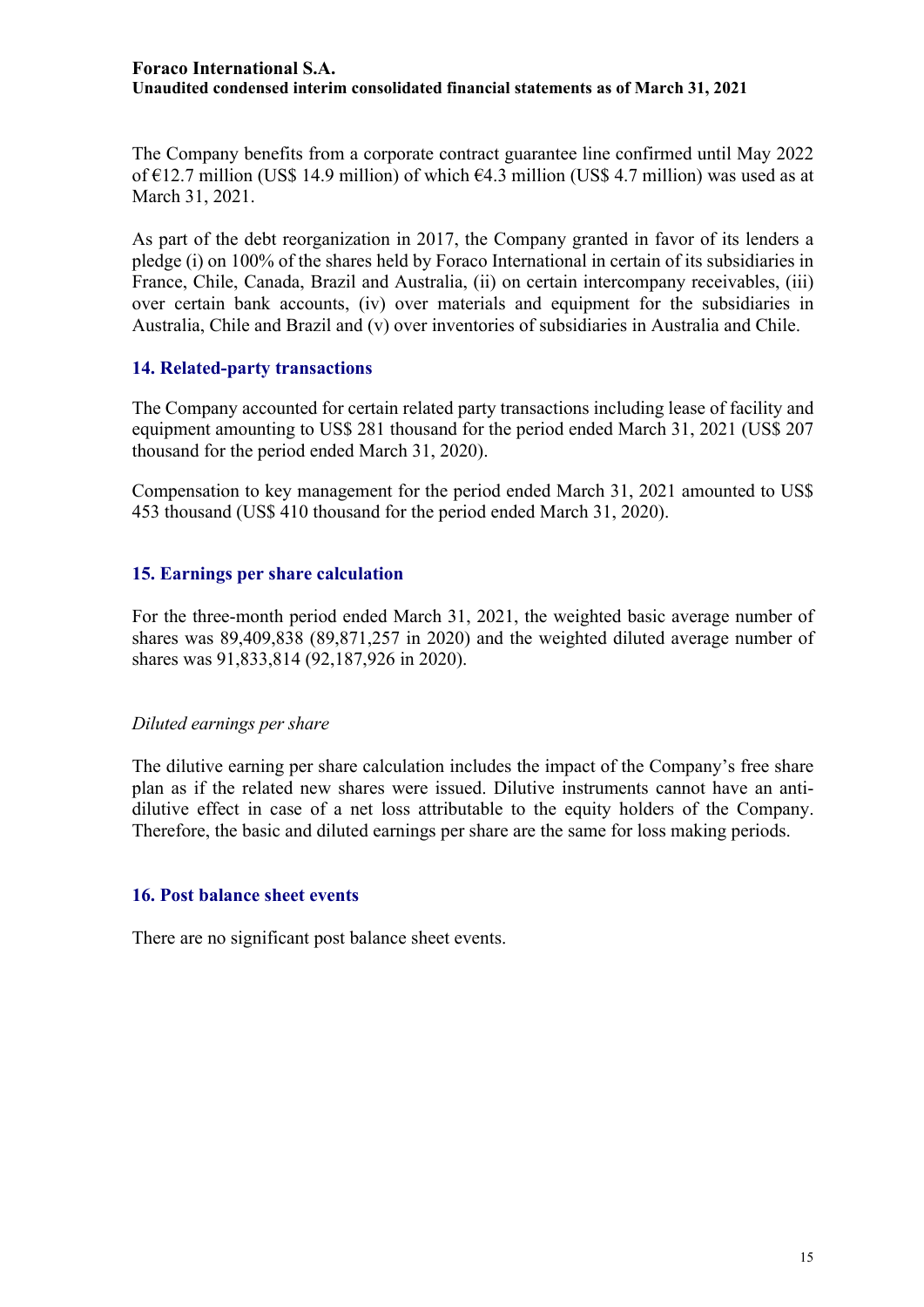The Company benefits from a corporate contract guarantee line confirmed until May 2022 of €12.7 million (US$ 14.9 million) of which €4.3 million (US$ 4.7 million) was used as at March 31, 2021.

As part of the debt reorganization in 2017, the Company granted in favor of its lenders a pledge (i) on 100% of the shares held by Foraco International in certain of its subsidiaries in France, Chile, Canada, Brazil and Australia, (ii) on certain intercompany receivables, (iii) over certain bank accounts, (iv) over materials and equipment for the subsidiaries in Australia, Chile and Brazil and (v) over inventories of subsidiaries in Australia and Chile.

## 14. Related-party transactions

The Company accounted for certain related party transactions including lease of facility and equipment amounting to US$ 281 thousand for the period ended March 31, 2021 (US$ 207 thousand for the period ended March 31, 2020).

Compensation to key management for the period ended March 31, 2021 amounted to US$ 453 thousand (US$ 410 thousand for the period ended March 31, 2020).

## 15. Earnings per share calculation

For the three-month period ended March 31, 2021, the weighted basic average number of shares was 89,409,838 (89,871,257 in 2020) and the weighted diluted average number of shares was 91,833,814 (92,187,926 in 2020).

*Diluted earnings per share*

The dilutive earning per share calculation includes the impact of the Company's free share plan as if the related new shares were issued. Dilutive instruments cannot have an anti-dilutive effect in case of a net loss attributable to the equity holders of the Company. Therefore, the basic and diluted earnings per share are the same for loss making periods.

## 16. Post balance sheet events

There are no significant post balance sheet events.